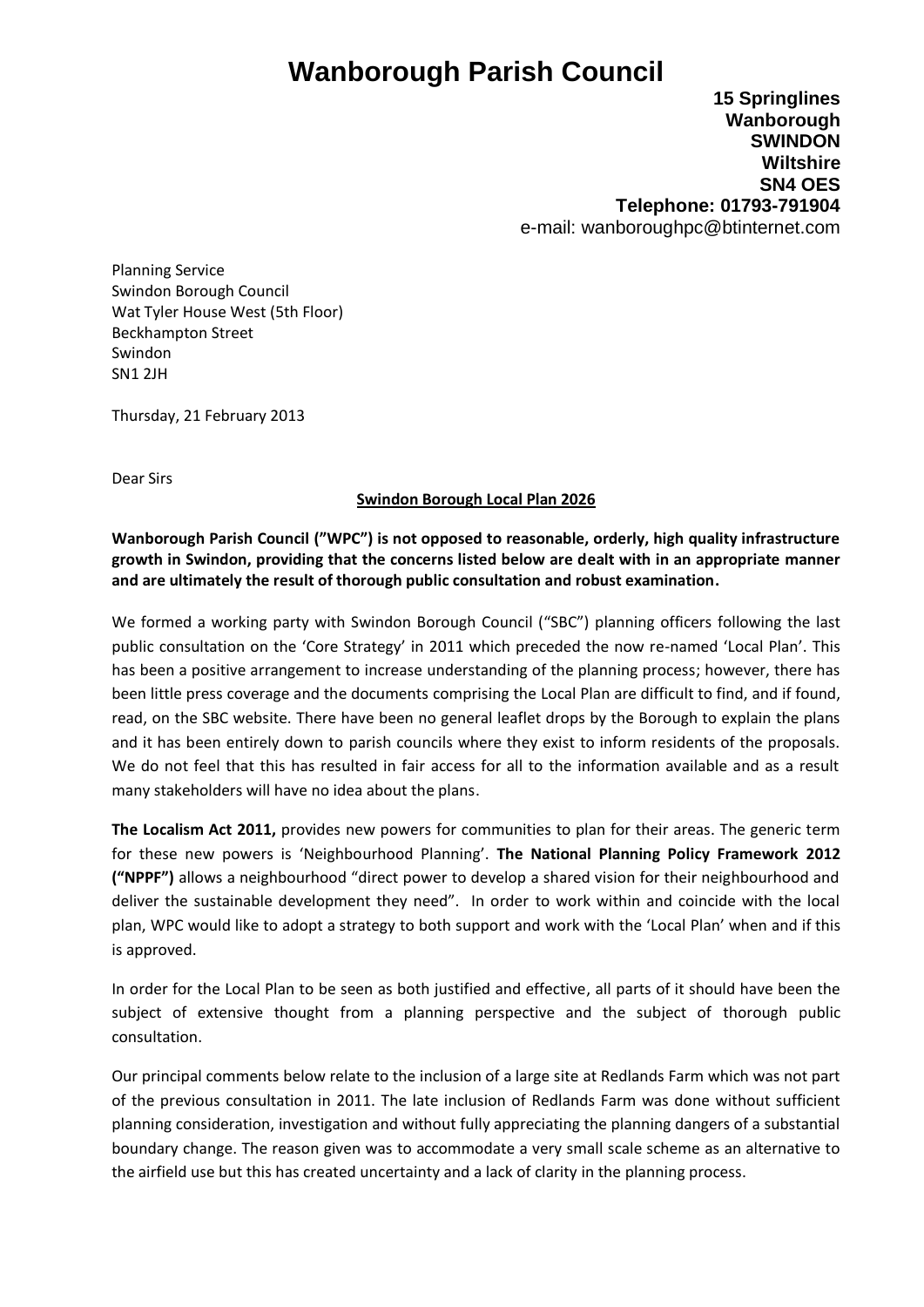# Wanborough Parish Council

**15 Springlines**
**Wanborough**
**SWINDON**
**Wiltshire**
**SN4 OES**
**Telephone: 01793-791904**
e-mail: wanboroughpc@btinternet.com

Planning Service
Swindon Borough Council
Wat Tyler House West (5th Floor)
Beckhampton Street
Swindon
SN1 2JH

Thursday, 21 February 2013

Dear Sirs

**Swindon Borough Local Plan 2026**

**Wanborough Parish Council (”WPC”) is not opposed to reasonable, orderly, high quality infrastructure growth in Swindon, providing that the concerns listed below are dealt with in an appropriate manner and are ultimately the result of thorough public consultation and robust examination.**

We formed a working party with Swindon Borough Council (“SBC”) planning officers following the last public consultation on the ‘Core Strategy’ in 2011 which preceded the now re-named ‘Local Plan’. This has been a positive arrangement to increase understanding of the planning process; however, there has been little press coverage and the documents comprising the Local Plan are difficult to find, and if found, read, on the SBC website. There have been no general leaflet drops by the Borough to explain the plans and it has been entirely down to parish councils where they exist to inform residents of the proposals. We do not feel that this has resulted in fair access for all to the information available and as a result many stakeholders will have no idea about the plans.

**The Localism Act 2011,** provides new powers for communities to plan for their areas. The generic term for these new powers is ‘Neighbourhood Planning’. **The National Planning Policy Framework 2012 (“NPPF”)** allows a neighbourhood “direct power to develop a shared vision for their neighbourhood and deliver the sustainable development they need”. In order to work within and coincide with the local plan, WPC would like to adopt a strategy to both support and work with the ‘Local Plan’ when and if this is approved.

In order for the Local Plan to be seen as both justified and effective, all parts of it should have been the subject of extensive thought from a planning perspective and the subject of thorough public consultation.

Our principal comments below relate to the inclusion of a large site at Redlands Farm which was not part of the previous consultation in 2011. The late inclusion of Redlands Farm was done without sufficient planning consideration, investigation and without fully appreciating the planning dangers of a substantial boundary change. The reason given was to accommodate a very small scale scheme as an alternative to the airfield use but this has created uncertainty and a lack of clarity in the planning process.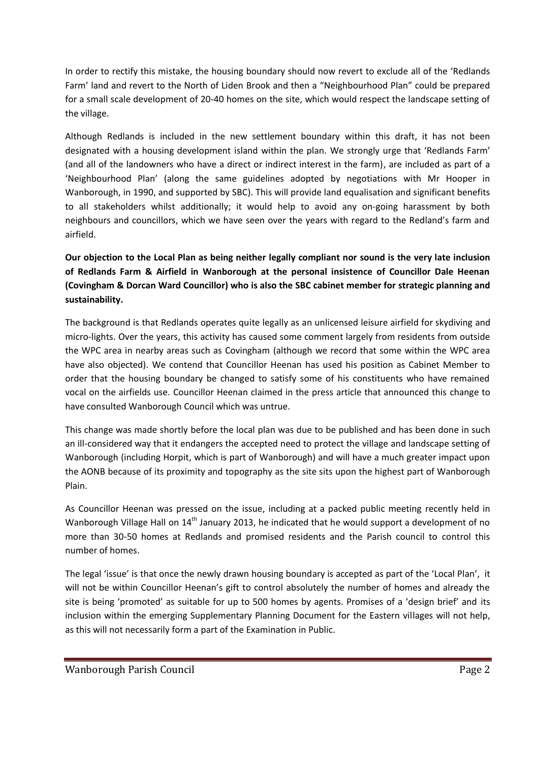In order to rectify this mistake, the housing boundary should now revert to exclude all of the 'Redlands Farm' land and revert to the North of Liden Brook and then a "Neighbourhood Plan" could be prepared for a small scale development of 20-40 homes on the site, which would respect the landscape setting of the village.

Although Redlands is included in the new settlement boundary within this draft, it has not been designated with a housing development island within the plan. We strongly urge that 'Redlands Farm' (and all of the landowners who have a direct or indirect interest in the farm), are included as part of a 'Neighbourhood Plan' (along the same guidelines adopted by negotiations with Mr Hooper in Wanborough, in 1990, and supported by SBC). This will provide land equalisation and significant benefits to all stakeholders whilst additionally; it would help to avoid any on-going harassment by both neighbours and councillors, which we have seen over the years with regard to the Redland's farm and airfield.

**Our objection to the Local Plan as being neither legally compliant nor sound is the very late inclusion of Redlands Farm & Airfield in Wanborough at the personal insistence of Councillor Dale Heenan (Covingham & Dorcan Ward Councillor) who is also the SBC cabinet member for strategic planning and sustainability.**

The background is that Redlands operates quite legally as an unlicensed leisure airfield for skydiving and micro-lights. Over the years, this activity has caused some comment largely from residents from outside the WPC area in nearby areas such as Covingham (although we record that some within the WPC area have also objected). We contend that Councillor Heenan has used his position as Cabinet Member to order that the housing boundary be changed to satisfy some of his constituents who have remained vocal on the airfields use. Councillor Heenan claimed in the press article that announced this change to have consulted Wanborough Council which was untrue.

This change was made shortly before the local plan was due to be published and has been done in such an ill-considered way that it endangers the accepted need to protect the village and landscape setting of Wanborough (including Horpit, which is part of Wanborough) and will have a much greater impact upon the AONB because of its proximity and topography as the site sits upon the highest part of Wanborough Plain.

As Councillor Heenan was pressed on the issue, including at a packed public meeting recently held in Wanborough Village Hall on 14th January 2013, he indicated that he would support a development of no more than 30-50 homes at Redlands and promised residents and the Parish council to control this number of homes.

The legal 'issue' is that once the newly drawn housing boundary is accepted as part of the 'Local Plan', it will not be within Councillor Heenan's gift to control absolutely the number of homes and already the site is being 'promoted' as suitable for up to 500 homes by agents. Promises of a 'design brief' and its inclusion within the emerging Supplementary Planning Document for the Eastern villages will not help, as this will not necessarily form a part of the Examination in Public.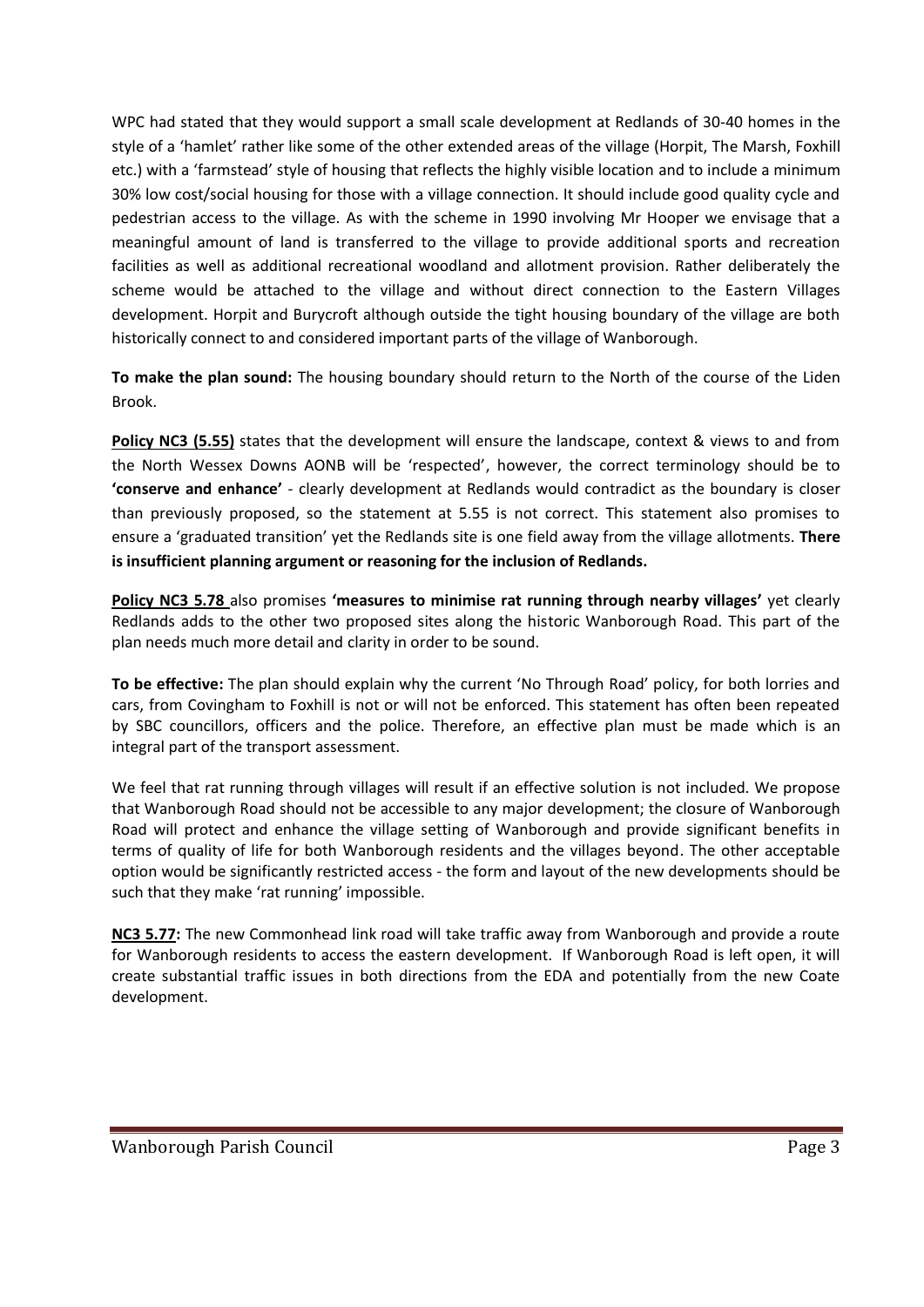WPC had stated that they would support a small scale development at Redlands of 30-40 homes in the style of a 'hamlet' rather like some of the other extended areas of the village (Horpit, The Marsh, Foxhill etc.) with a 'farmstead' style of housing that reflects the highly visible location and to include a minimum 30% low cost/social housing for those with a village connection. It should include good quality cycle and pedestrian access to the village. As with the scheme in 1990 involving Mr Hooper we envisage that a meaningful amount of land is transferred to the village to provide additional sports and recreation facilities as well as additional recreational woodland and allotment provision. Rather deliberately the scheme would be attached to the village and without direct connection to the Eastern Villages development. Horpit and Burycroft although outside the tight housing boundary of the village are both historically connect to and considered important parts of the village of Wanborough.

**To make the plan sound:** The housing boundary should return to the North of the course of the Liden Brook.

**Policy NC3 (5.55)** states that the development will ensure the landscape, context & views to and from the North Wessex Downs AONB will be 'respected', however, the correct terminology should be to **'conserve and enhance'** - clearly development at Redlands would contradict as the boundary is closer than previously proposed, so the statement at 5.55 is not correct. This statement also promises to ensure a 'graduated transition' yet the Redlands site is one field away from the village allotments. **There is insufficient planning argument or reasoning for the inclusion of Redlands.**

**Policy NC3 5.78** also promises **'measures to minimise rat running through nearby villages'** yet clearly Redlands adds to the other two proposed sites along the historic Wanborough Road. This part of the plan needs much more detail and clarity in order to be sound.

**To be effective:** The plan should explain why the current 'No Through Road' policy, for both lorries and cars, from Covingham to Foxhill is not or will not be enforced. This statement has often been repeated by SBC councillors, officers and the police. Therefore, an effective plan must be made which is an integral part of the transport assessment.

We feel that rat running through villages will result if an effective solution is not included. We propose that Wanborough Road should not be accessible to any major development; the closure of Wanborough Road will protect and enhance the village setting of Wanborough and provide significant benefits in terms of quality of life for both Wanborough residents and the villages beyond. The other acceptable option would be significantly restricted access - the form and layout of the new developments should be such that they make 'rat running' impossible.

**NC3 5.77:** The new Commonhead link road will take traffic away from Wanborough and provide a route for Wanborough residents to access the eastern development. If Wanborough Road is left open, it will create substantial traffic issues in both directions from the EDA and potentially from the new Coate development.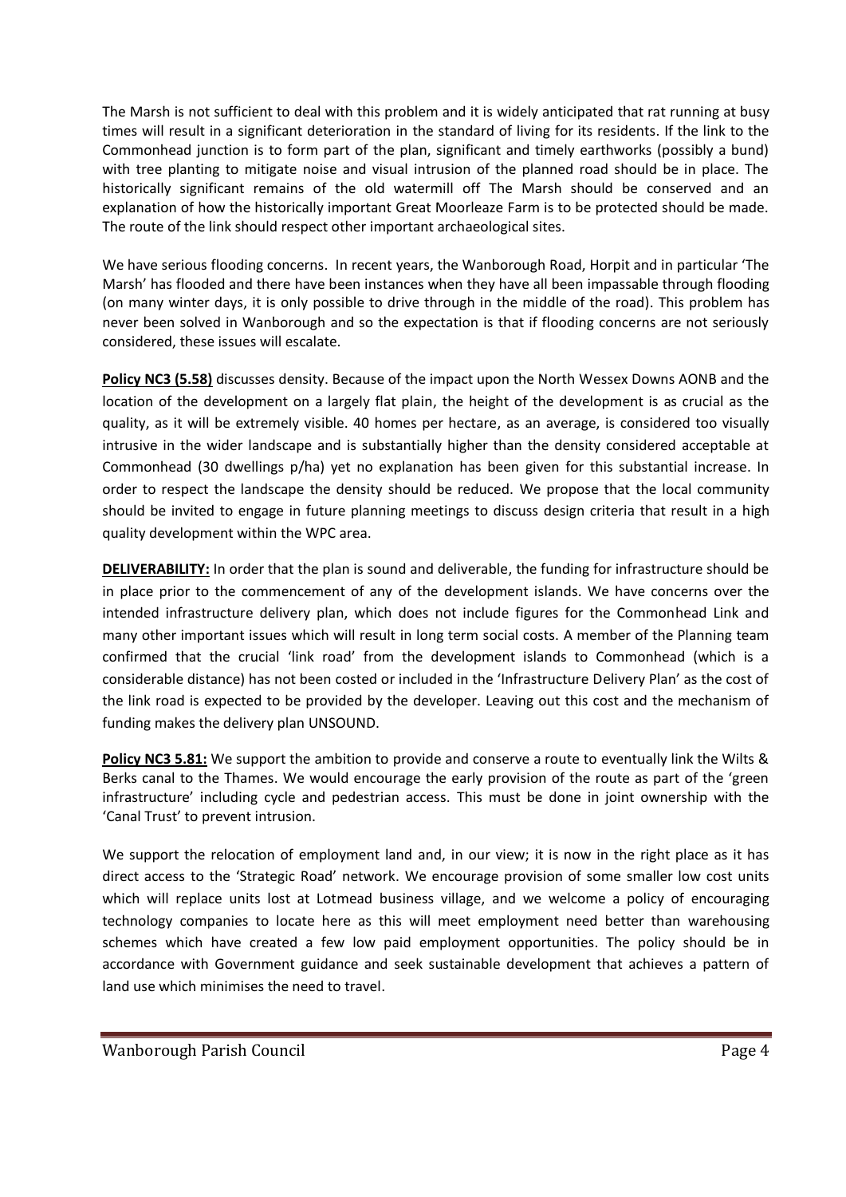The Marsh is not sufficient to deal with this problem and it is widely anticipated that rat running at busy times will result in a significant deterioration in the standard of living for its residents. If the link to the Commonhead junction is to form part of the plan, significant and timely earthworks (possibly a bund) with tree planting to mitigate noise and visual intrusion of the planned road should be in place. The historically significant remains of the old watermill off The Marsh should be conserved and an explanation of how the historically important Great Moorleaze Farm is to be protected should be made. The route of the link should respect other important archaeological sites.

We have serious flooding concerns. In recent years, the Wanborough Road, Horpit and in particular 'The Marsh' has flooded and there have been instances when they have all been impassable through flooding (on many winter days, it is only possible to drive through in the middle of the road). This problem has never been solved in Wanborough and so the expectation is that if flooding concerns are not seriously considered, these issues will escalate.

**Policy NC3 (5.58)** discusses density. Because of the impact upon the North Wessex Downs AONB and the location of the development on a largely flat plain, the height of the development is as crucial as the quality, as it will be extremely visible. 40 homes per hectare, as an average, is considered too visually intrusive in the wider landscape and is substantially higher than the density considered acceptable at Commonhead (30 dwellings p/ha) yet no explanation has been given for this substantial increase. In order to respect the landscape the density should be reduced. We propose that the local community should be invited to engage in future planning meetings to discuss design criteria that result in a high quality development within the WPC area.

**DELIVERABILITY:** In order that the plan is sound and deliverable, the funding for infrastructure should be in place prior to the commencement of any of the development islands. We have concerns over the intended infrastructure delivery plan, which does not include figures for the Commonhead Link and many other important issues which will result in long term social costs. A member of the Planning team confirmed that the crucial 'link road' from the development islands to Commonhead (which is a considerable distance) has not been costed or included in the 'Infrastructure Delivery Plan' as the cost of the link road is expected to be provided by the developer. Leaving out this cost and the mechanism of funding makes the delivery plan UNSOUND.

**Policy NC3 5.81:** We support the ambition to provide and conserve a route to eventually link the Wilts & Berks canal to the Thames. We would encourage the early provision of the route as part of the 'green infrastructure' including cycle and pedestrian access. This must be done in joint ownership with the 'Canal Trust' to prevent intrusion.

We support the relocation of employment land and, in our view; it is now in the right place as it has direct access to the 'Strategic Road' network. We encourage provision of some smaller low cost units which will replace units lost at Lotmead business village, and we welcome a policy of encouraging technology companies to locate here as this will meet employment need better than warehousing schemes which have created a few low paid employment opportunities. The policy should be in accordance with Government guidance and seek sustainable development that achieves a pattern of land use which minimises the need to travel.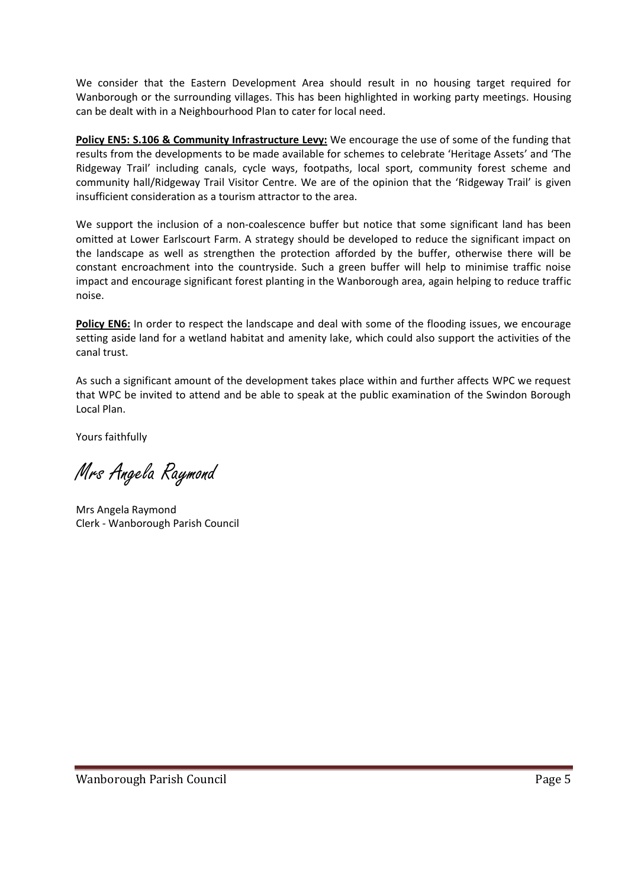We consider that the Eastern Development Area should result in no housing target required for Wanborough or the surrounding villages. This has been highlighted in working party meetings. Housing can be dealt with in a Neighbourhood Plan to cater for local need.

**Policy EN5: S.106 & Community Infrastructure Levy:** We encourage the use of some of the funding that results from the developments to be made available for schemes to celebrate 'Heritage Assets' and 'The Ridgeway Trail' including canals, cycle ways, footpaths, local sport, community forest scheme and community hall/Ridgeway Trail Visitor Centre. We are of the opinion that the 'Ridgeway Trail' is given insufficient consideration as a tourism attractor to the area.

We support the inclusion of a non-coalescence buffer but notice that some significant land has been omitted at Lower Earlscourt Farm. A strategy should be developed to reduce the significant impact on the landscape as well as strengthen the protection afforded by the buffer, otherwise there will be constant encroachment into the countryside. Such a green buffer will help to minimise traffic noise impact and encourage significant forest planting in the Wanborough area, again helping to reduce traffic noise.

**Policy EN6:** In order to respect the landscape and deal with some of the flooding issues, we encourage setting aside land for a wetland habitat and amenity lake, which could also support the activities of the canal trust.

As such a significant amount of the development takes place within and further affects WPC we request that WPC be invited to attend and be able to speak at the public examination of the Swindon Borough Local Plan.

Yours faithfully

*Mrs Angela Raymond*

Mrs Angela Raymond
Clerk - Wanborough Parish Council